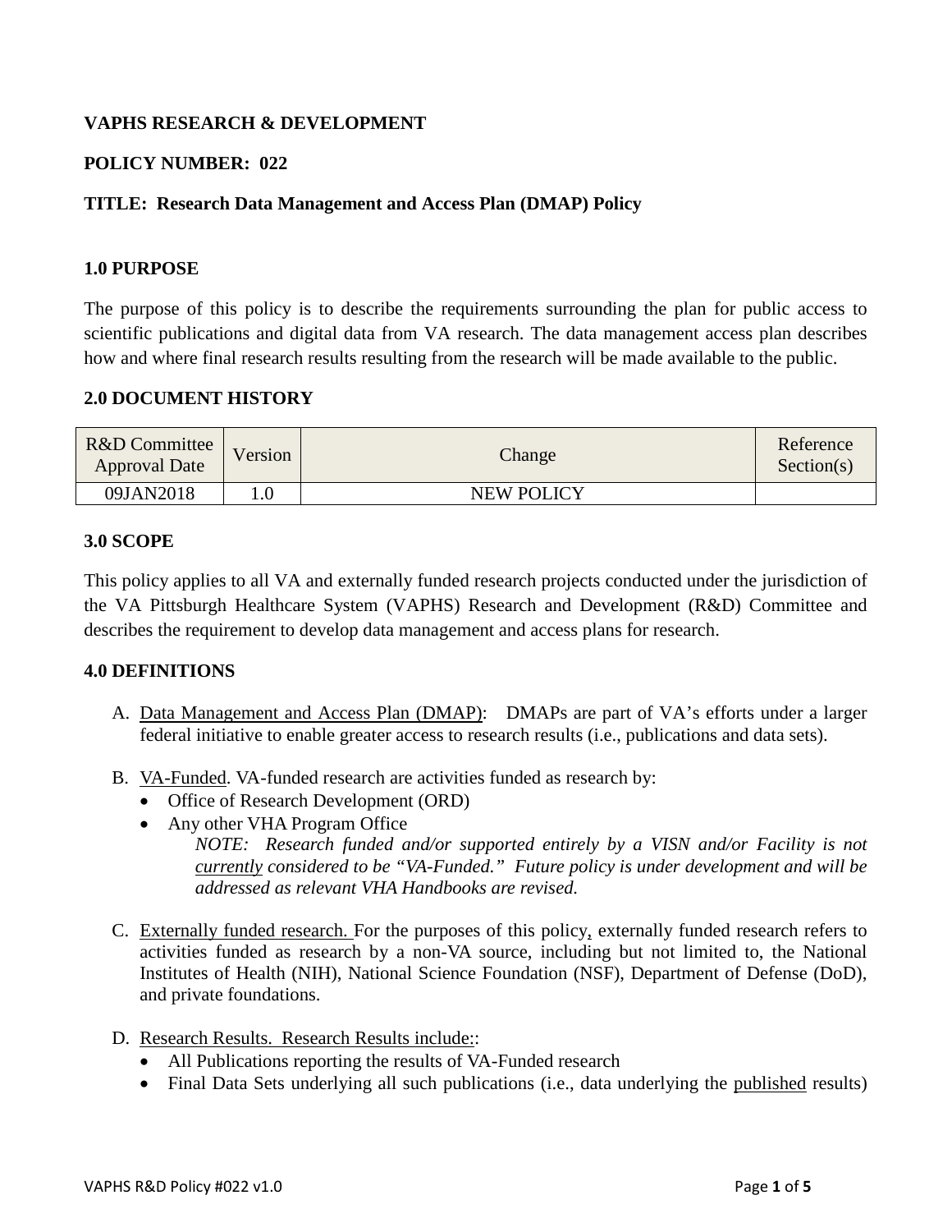**VAPHS RESEARCH & DEVELOPMENT**

**POLICY NUMBER: 022**

**TITLE: Research Data Management and Access Plan (DMAP) Policy**

## 1.0 PURPOSE

The purpose of this policy is to describe the requirements surrounding the plan for public access to scientific publications and digital data from VA research. The data management access plan describes how and where final research results resulting from the research will be made available to the public.

## 2.0 DOCUMENT HISTORY

| R&D Committee Approval Date | Version | Change | Reference Section(s) |
|---|---|---|---|
| 09JAN2018 | 1.0 | NEW POLICY | |

## 3.0 SCOPE

This policy applies to all VA and externally funded research projects conducted under the jurisdiction of the VA Pittsburgh Healthcare System (VAPHS) Research and Development (R&D) Committee and describes the requirement to develop data management and access plans for research.

## 4.0 DEFINITIONS

A. Data Management and Access Plan (DMAP): DMAPs are part of VA's efforts under a larger federal initiative to enable greater access to research results (i.e., publications and data sets).

B. VA-Funded. VA-funded research are activities funded as research by:
   - Office of Research Development (ORD)
   - Any other VHA Program Office

     *NOTE: Research funded and/or supported entirely by a VISN and/or Facility is not currently considered to be "VA-Funded." Future policy is under development and will be addressed as relevant VHA Handbooks are revised.*

C. Externally funded research. For the purposes of this policy, externally funded research refers to activities funded as research by a non-VA source, including but not limited to, the National Institutes of Health (NIH), National Science Foundation (NSF), Department of Defense (DoD), and private foundations.

D. Research Results. Research Results include::
   - All Publications reporting the results of VA-Funded research
   - Final Data Sets underlying all such publications (i.e., data underlying the published results)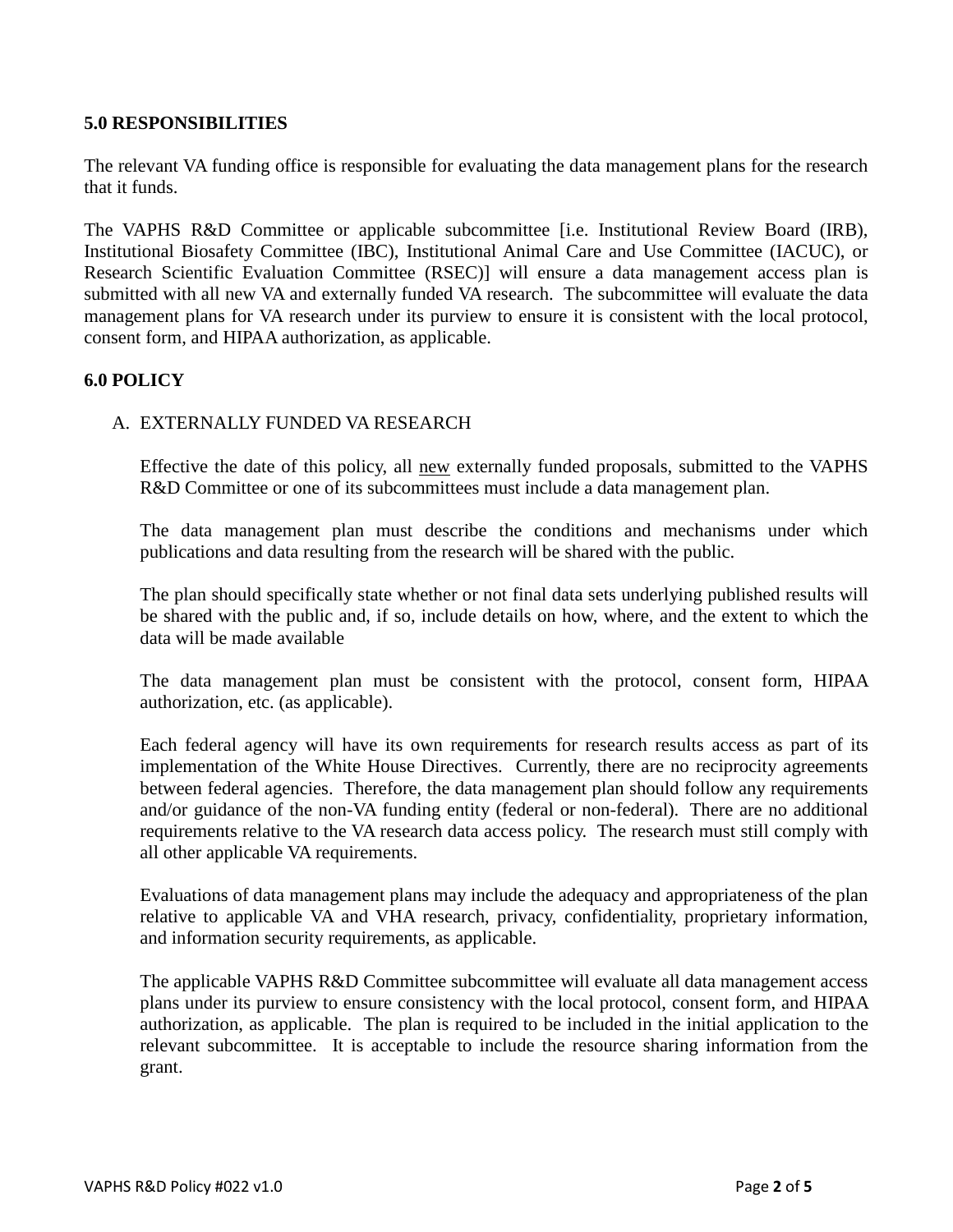**5.0 RESPONSIBILITIES**

The relevant VA funding office is responsible for evaluating the data management plans for the research that it funds.

The VAPHS R&D Committee or applicable subcommittee [i.e. Institutional Review Board (IRB), Institutional Biosafety Committee (IBC), Institutional Animal Care and Use Committee (IACUC), or Research Scientific Evaluation Committee (RSEC)] will ensure a data management access plan is submitted with all new VA and externally funded VA research. The subcommittee will evaluate the data management plans for VA research under its purview to ensure it is consistent with the local protocol, consent form, and HIPAA authorization, as applicable.

**6.0 POLICY**

A. EXTERNALLY FUNDED VA RESEARCH

Effective the date of this policy, all <u>new</u> externally funded proposals, submitted to the VAPHS R&D Committee or one of its subcommittees must include a data management plan.

The data management plan must describe the conditions and mechanisms under which publications and data resulting from the research will be shared with the public.

The plan should specifically state whether or not final data sets underlying published results will be shared with the public and, if so, include details on how, where, and the extent to which the data will be made available

The data management plan must be consistent with the protocol, consent form, HIPAA authorization, etc. (as applicable).

Each federal agency will have its own requirements for research results access as part of its implementation of the White House Directives. Currently, there are no reciprocity agreements between federal agencies. Therefore, the data management plan should follow any requirements and/or guidance of the non-VA funding entity (federal or non-federal). There are no additional requirements relative to the VA research data access policy. The research must still comply with all other applicable VA requirements.

Evaluations of data management plans may include the adequacy and appropriateness of the plan relative to applicable VA and VHA research, privacy, confidentiality, proprietary information, and information security requirements, as applicable.

The applicable VAPHS R&D Committee subcommittee will evaluate all data management access plans under its purview to ensure consistency with the local protocol, consent form, and HIPAA authorization, as applicable. The plan is required to be included in the initial application to the relevant subcommittee. It is acceptable to include the resource sharing information from the grant.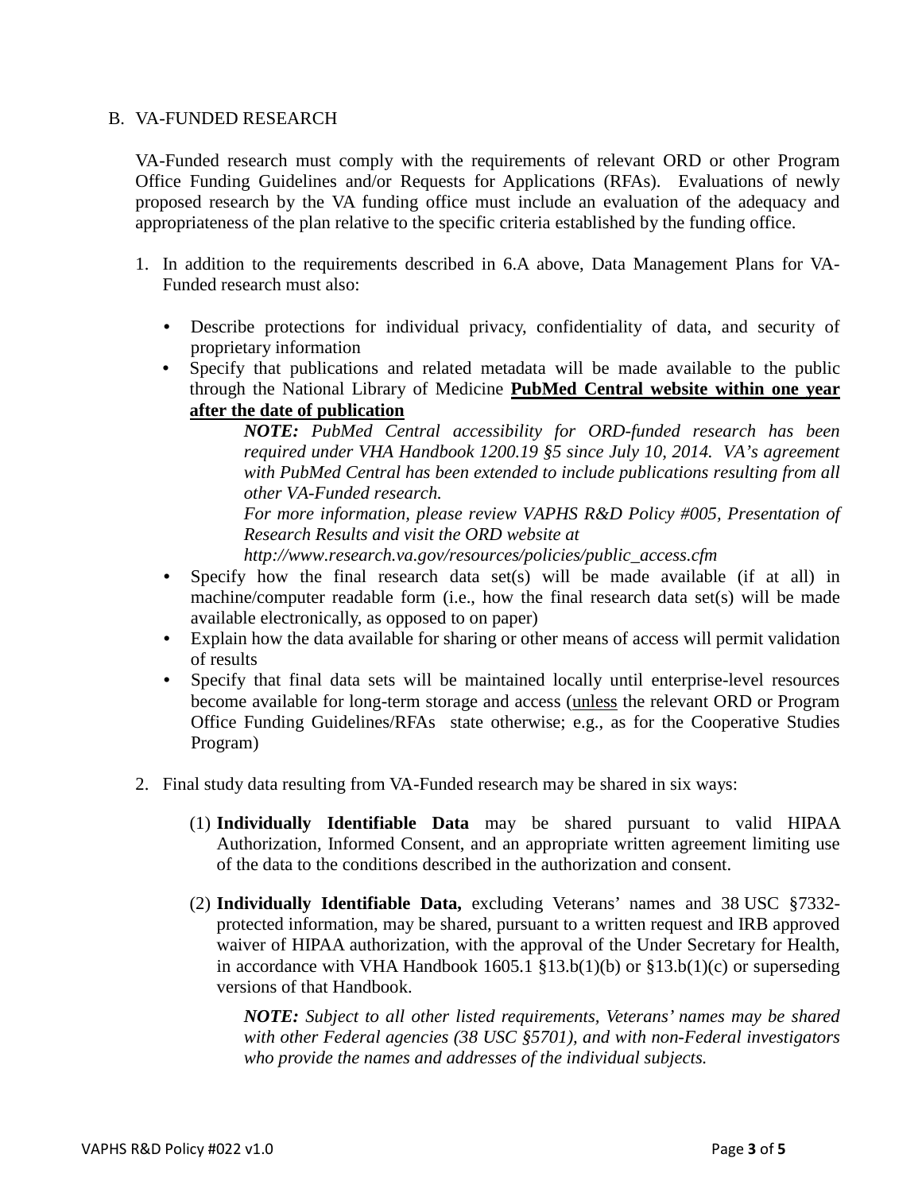## B. VA-FUNDED RESEARCH

VA-Funded research must comply with the requirements of relevant ORD or other Program Office Funding Guidelines and/or Requests for Applications (RFAs). Evaluations of newly proposed research by the VA funding office must include an evaluation of the adequacy and appropriateness of the plan relative to the specific criteria established by the funding office.

1. In addition to the requirements described in 6.A above, Data Management Plans for VA-Funded research must also:

   - Describe protections for individual privacy, confidentiality of data, and security of proprietary information
   - Specify that publications and related metadata will be made available to the public through the National Library of Medicine <u>**PubMed Central website within one year after the date of publication**</u>

     ***NOTE:*** *PubMed Central accessibility for ORD-funded research has been required under VHA Handbook 1200.19 §5 since July 10, 2014. VA's agreement with PubMed Central has been extended to include publications resulting from all other VA-Funded research.*

     *For more information, please review VAPHS R&D Policy #005, Presentation of Research Results and visit the ORD website at http://www.research.va.gov/resources/policies/public_access.cfm*
   - Specify how the final research data set(s) will be made available (if at all) in machine/computer readable form (i.e., how the final research data set(s) will be made available electronically, as opposed to on paper)
   - Explain how the data available for sharing or other means of access will permit validation of results
   - Specify that final data sets will be maintained locally until enterprise-level resources become available for long-term storage and access (<u>unless</u> the relevant ORD or Program Office Funding Guidelines/RFAs state otherwise; e.g., as for the Cooperative Studies Program)

2. Final study data resulting from VA-Funded research may be shared in six ways:

   (1) **Individually Identifiable Data** may be shared pursuant to valid HIPAA Authorization, Informed Consent, and an appropriate written agreement limiting use of the data to the conditions described in the authorization and consent.

   (2) **Individually Identifiable Data,** excluding Veterans' names and 38 USC §7332-protected information, may be shared, pursuant to a written request and IRB approved waiver of HIPAA authorization, with the approval of the Under Secretary for Health, in accordance with VHA Handbook 1605.1 §13.b(1)(b) or §13.b(1)(c) or superseding versions of that Handbook.

   ***NOTE:*** *Subject to all other listed requirements, Veterans' names may be shared with other Federal agencies (38 USC §5701), and with non-Federal investigators who provide the names and addresses of the individual subjects.*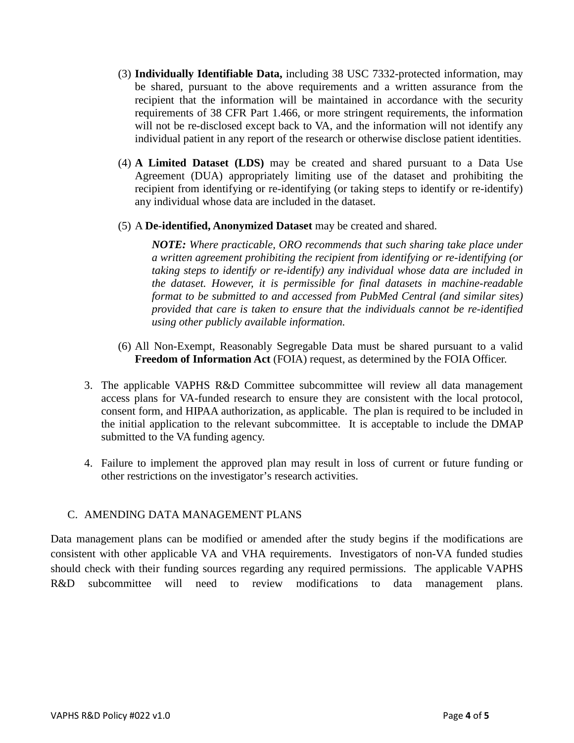(3) **Individually Identifiable Data,** including 38 USC 7332-protected information, may be shared, pursuant to the above requirements and a written assurance from the recipient that the information will be maintained in accordance with the security requirements of 38 CFR Part 1.466, or more stringent requirements, the information will not be re-disclosed except back to VA, and the information will not identify any individual patient in any report of the research or otherwise disclose patient identities.

(4) **A Limited Dataset (LDS)** may be created and shared pursuant to a Data Use Agreement (DUA) appropriately limiting use of the dataset and prohibiting the recipient from identifying or re-identifying (or taking steps to identify or re-identify) any individual whose data are included in the dataset.

(5) A **De-identified, Anonymized Dataset** may be created and shared.

> ***NOTE:*** *Where practicable, ORO recommends that such sharing take place under a written agreement prohibiting the recipient from identifying or re-identifying (or taking steps to identify or re-identify) any individual whose data are included in the dataset. However, it is permissible for final datasets in machine-readable format to be submitted to and accessed from PubMed Central (and similar sites) provided that care is taken to ensure that the individuals cannot be re-identified using other publicly available information.*

(6) All Non-Exempt, Reasonably Segregable Data must be shared pursuant to a valid **Freedom of Information Act** (FOIA) request, as determined by the FOIA Officer.

3. The applicable VAPHS R&D Committee subcommittee will review all data management access plans for VA-funded research to ensure they are consistent with the local protocol, consent form, and HIPAA authorization, as applicable. The plan is required to be included in the initial application to the relevant subcommittee. It is acceptable to include the DMAP submitted to the VA funding agency.

4. Failure to implement the approved plan may result in loss of current or future funding or other restrictions on the investigator's research activities.

## C. AMENDING DATA MANAGEMENT PLANS

Data management plans can be modified or amended after the study begins if the modifications are consistent with other applicable VA and VHA requirements. Investigators of non-VA funded studies should check with their funding sources regarding any required permissions. The applicable VAPHS R&D subcommittee will need to review modifications to data management plans.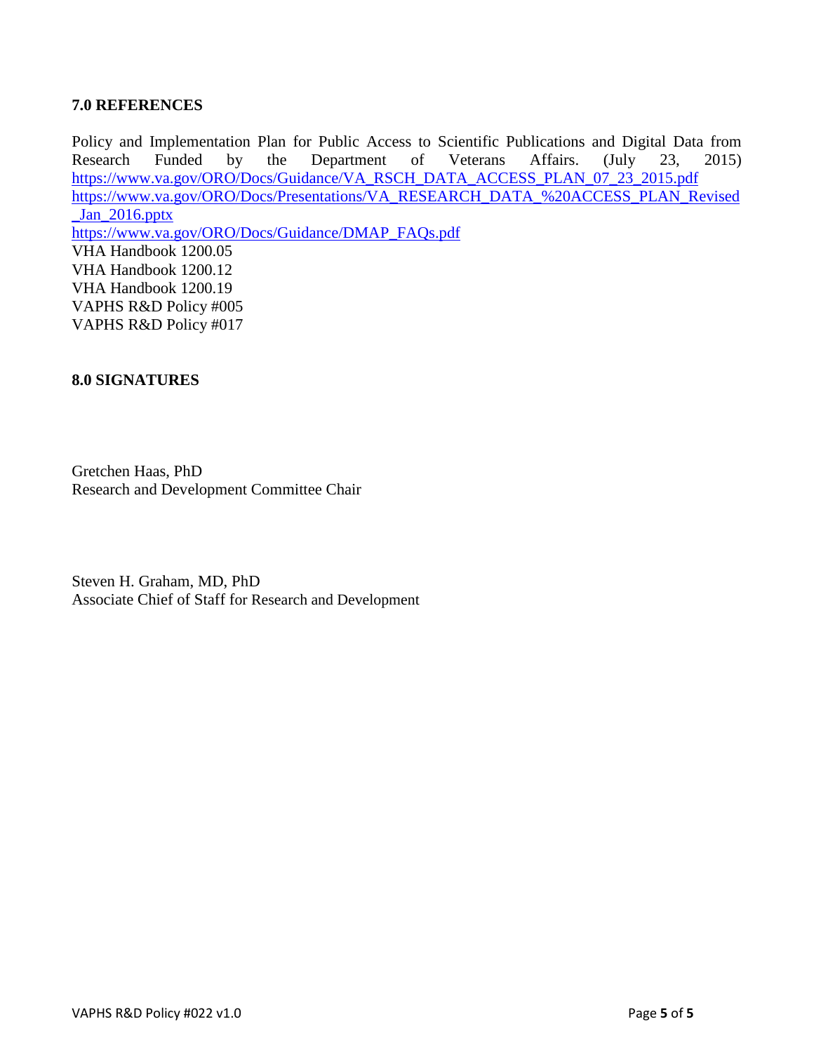## 7.0 REFERENCES

Policy and Implementation Plan for Public Access to Scientific Publications and Digital Data from Research Funded by the Department of Veterans Affairs. (July 23, 2015)
https://www.va.gov/ORO/Docs/Guidance/VA_RSCH_DATA_ACCESS_PLAN_07_23_2015.pdf
https://www.va.gov/ORO/Docs/Presentations/VA_RESEARCH_DATA_%20ACCESS_PLAN_Revised_Jan_2016.pptx
https://www.va.gov/ORO/Docs/Guidance/DMAP_FAQs.pdf
VHA Handbook 1200.05
VHA Handbook 1200.12
VHA Handbook 1200.19
VAPHS R&D Policy #005
VAPHS R&D Policy #017

## 8.0 SIGNATURES

Gretchen Haas, PhD
Research and Development Committee Chair

Steven H. Graham, MD, PhD
Associate Chief of Staff for Research and Development